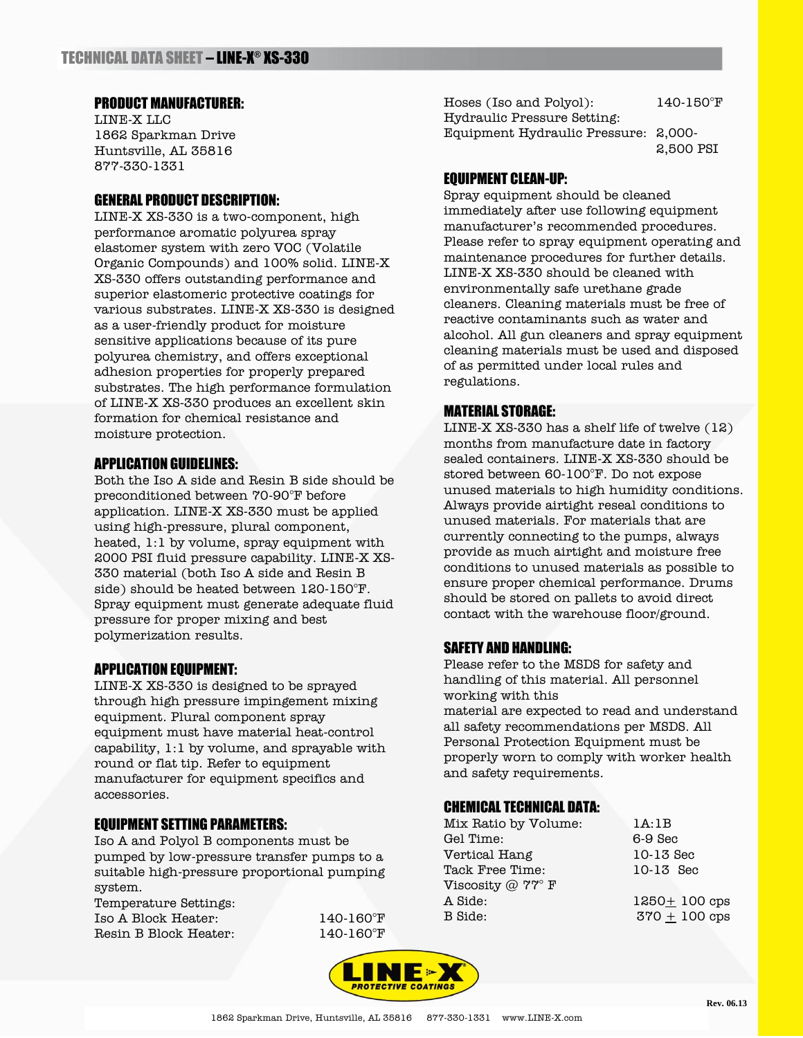# TECHNICAL DATA SHEET – LINE-X® XS-330

## PRODUCT MANUFACTURER:

LINE-X LLC
1862 Sparkman Drive
Huntsville, AL 35816
877-330-1331

## GENERAL PRODUCT DESCRIPTION:

LINE-X XS-330 is a two-component, high performance aromatic polyurea spray elastomer system with zero VOC (Volatile Organic Compounds) and 100% solid. LINE-X XS-330 offers outstanding performance and superior elastomeric protective coatings for various substrates. LINE-X XS-330 is designed as a user-friendly product for moisture sensitive applications because of its pure polyurea chemistry, and offers exceptional adhesion properties for properly prepared substrates. The high performance formulation of LINE-X XS-330 produces an excellent skin formation for chemical resistance and moisture protection.

## APPLICATION GUIDELINES:

Both the Iso A side and Resin B side should be preconditioned between 70-90°F before application. LINE-X XS-330 must be applied using high-pressure, plural component, heated, 1:1 by volume, spray equipment with 2000 PSI fluid pressure capability. LINE-X XS-330 material (both Iso A side and Resin B side) should be heated between 120-150°F. Spray equipment must generate adequate fluid pressure for proper mixing and best polymerization results.

## APPLICATION EQUIPMENT:

LINE-X XS-330 is designed to be sprayed through high pressure impingement mixing equipment. Plural component spray equipment must have material heat-control capability, 1:1 by volume, and sprayable with round or flat tip. Refer to equipment manufacturer for equipment specifics and accessories.

## EQUIPMENT SETTING PARAMETERS:

Iso A and Polyol B components must be pumped by low-pressure transfer pumps to a suitable high-pressure proportional pumping system.

Temperature Settings:

| | |
|---|---|
| Iso A Block Heater: | 140-160°F |
| Resin B Block Heater: | 140-160°F |
| Hoses (Iso and Polyol): | 140-150°F |

Hydraulic Pressure Setting:

| | |
|---|---|
| Equipment Hydraulic Pressure: | 2,000-2,500 PSI |

## EQUIPMENT CLEAN-UP:

Spray equipment should be cleaned immediately after use following equipment manufacturer's recommended procedures. Please refer to spray equipment operating and maintenance procedures for further details. LINE-X XS-330 should be cleaned with environmentally safe urethane grade cleaners. Cleaning materials must be free of reactive contaminants such as water and alcohol. All gun cleaners and spray equipment cleaning materials must be used and disposed of as permitted under local rules and regulations.

## MATERIAL STORAGE:

LINE-X XS-330 has a shelf life of twelve (12) months from manufacture date in factory sealed containers. LINE-X XS-330 should be stored between 60-100°F. Do not expose unused materials to high humidity conditions. Always provide airtight reseal conditions to unused materials. For materials that are currently connecting to the pumps, always provide as much airtight and moisture free conditions to unused materials as possible to ensure proper chemical performance. Drums should be stored on pallets to avoid direct contact with the warehouse floor/ground.

## SAFETY AND HANDLING:

Please refer to the MSDS for safety and handling of this material. All personnel working with this material are expected to read and understand all safety recommendations per MSDS. All Personal Protection Equipment must be properly worn to comply with worker health and safety requirements.

## CHEMICAL TECHNICAL DATA:

| | |
|---|---|
| Mix Ratio by Volume: | 1A:1B |
| Gel Time: | 6-9 Sec |
| Vertical Hang | 10-13 Sec |
| Tack Free Time: | 10-13 Sec |
| Viscosity @ 77° F | |
| A Side: | 1250 ± 100 cps |
| B Side: | 370 ± 100 cps |

LINE-X PROTECTIVE COATINGS

Rev. 06.13

1862 Sparkman Drive, Huntsville, AL 35816 877-330-1331 www.LINE-X.com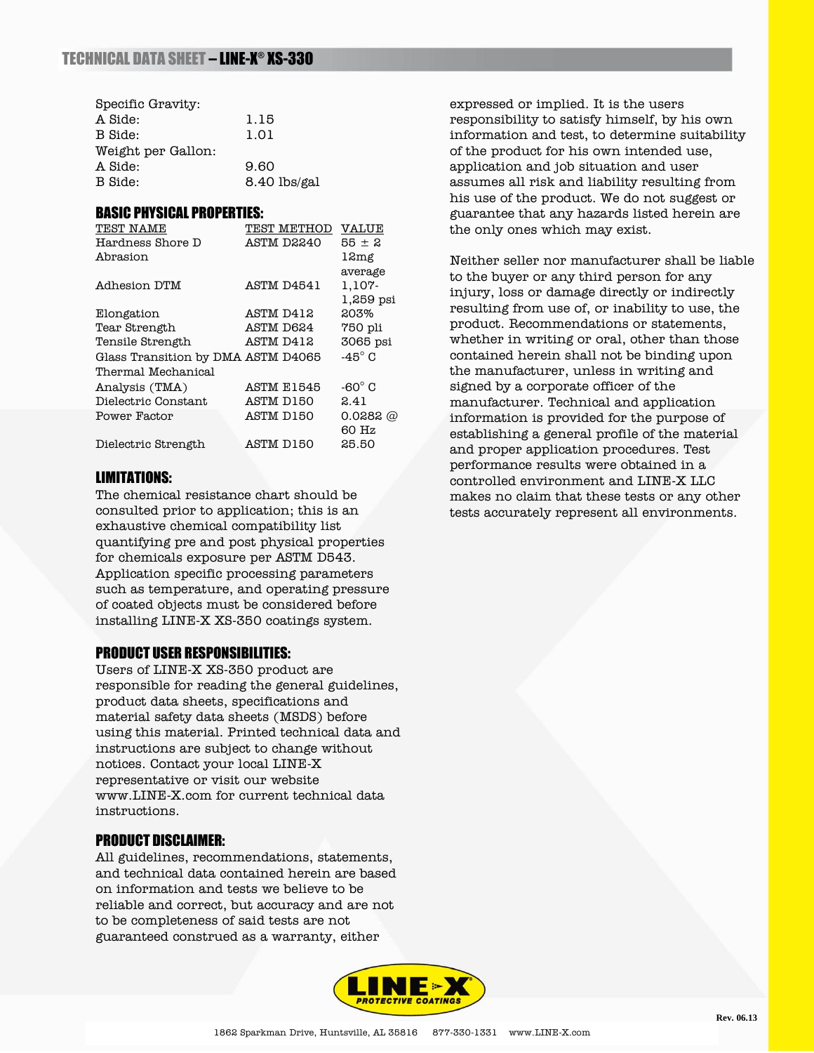Specific Gravity:

| | |
|---|---|
| A Side: | 1.15 |
| B Side: | 1.01 |

Weight per Gallon:

| | |
|---|---|
| A Side: | 9.60 |
| B Side: | 8.40 lbs/gal |

## BASIC PHYSICAL PROPERTIES:

| TEST NAME | TEST METHOD | VALUE |
|---|---|---|
| Hardness Shore D | ASTM D2240 | 55 ± 2 |
| Abrasion | | 12mg average |
| Adhesion DTM | ASTM D4541 | 1,107-1,259 psi |
| Elongation | ASTM D412 | 203% |
| Tear Strength | ASTM D624 | 750 pli |
| Tensile Strength | ASTM D412 | 3065 psi |
| Glass Transition by DMA | ASTM D4065 | -45° C |
| Thermal Mechanical Analysis (TMA) | ASTM E1545 | -60° C |
| Dielectric Constant | ASTM D150 | 2.41 |
| Power Factor | ASTM D150 | 0.0282 @ 60 Hz |
| Dielectric Strength | ASTM D150 | 25.50 |

## LIMITATIONS:

The chemical resistance chart should be consulted prior to application; this is an exhaustive chemical compatibility list quantifying pre and post physical properties for chemicals exposure per ASTM D543. Application specific processing parameters such as temperature, and operating pressure of coated objects must be considered before installing LINE-X XS-350 coatings system.

## PRODUCT USER RESPONSIBILITIES:

Users of LINE-X XS-350 product are responsible for reading the general guidelines, product data sheets, specifications and material safety data sheets (MSDS) before using this material. Printed technical data and instructions are subject to change without notices. Contact your local LINE-X representative or visit our website www.LINE-X.com for current technical data instructions.

## PRODUCT DISCLAIMER:

All guidelines, recommendations, statements, and technical data contained herein are based on information and tests we believe to be reliable and correct, but accuracy and are not to be completeness of said tests are not guaranteed construed as a warranty, either expressed or implied. It is the users responsibility to satisfy himself, by his own information and test, to determine suitability of the product for his own intended use, application and job situation and user assumes all risk and liability resulting from his use of the product. We do not suggest or guarantee that any hazards listed herein are the only ones which may exist.

Neither seller nor manufacturer shall be liable to the buyer or any third person for any injury, loss or damage directly or indirectly resulting from use of, or inability to use, the product. Recommendations or statements, whether in writing or oral, other than those contained herein shall not be binding upon the manufacturer, unless in writing and signed by a corporate officer of the manufacturer. Technical and application information is provided for the purpose of establishing a general profile of the material and proper application procedures. Test performance results were obtained in a controlled environment and LINE-X LLC makes no claim that these tests or any other tests accurately represent all environments.

LINE-X PROTECTIVE COATINGS

Rev. 06.13

1862 Sparkman Drive, Huntsville, AL 35816 877-330-1331 www.LINE-X.com